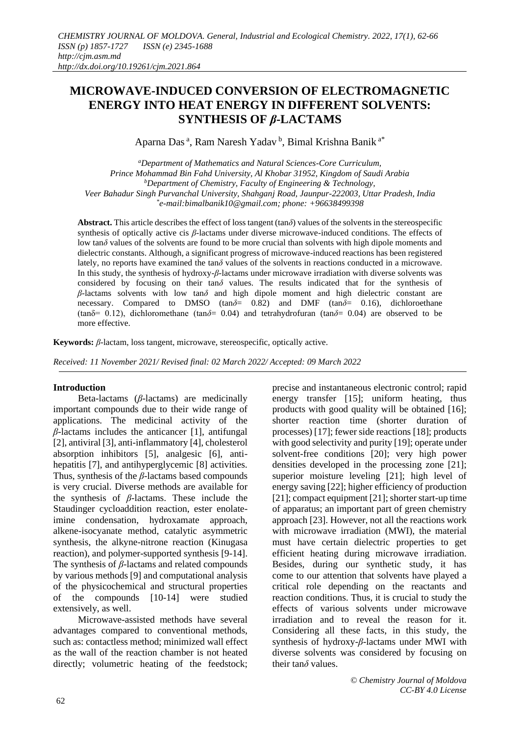# MICROWAVE-INDUCED CONVERSION OF ELECTROMAGNETIC ENERGY INTO HEAT ENERGY IN DIFFERENT SOLVENTS: SYNTHESIS OF *β*-LACTAMS

Aparna Das [a], Ram Naresh Yadav [b], Bimal Krishna Banik [a*]

[a]*Department of Mathematics and Natural Sciences-Core Curriculum, Prince Mohammad Bin Fahd University, Al Khobar 31952, Kingdom of Saudi Arabia*
[b]*Department of Chemistry, Faculty of Engineering & Technology, Veer Bahadur Singh Purvanchal University, Shahganj Road, Jaunpur-222003, Uttar Pradesh, India*
[*]*e-mail:bimalbanik10@gmail.com; phone: +96638499398*

**Abstract.** This article describes the effect of loss tangent (tan*δ*) values of the solvents in the stereospecific synthesis of optically active cis *β*-lactams under diverse microwave-induced conditions. The effects of low tan*δ* values of the solvents are found to be more crucial than solvents with high dipole moments and dielectric constants. Although, a significant progress of microwave-induced reactions has been registered lately, no reports have examined the tan*δ* values of the solvents in reactions conducted in a microwave. In this study, the synthesis of hydroxy-*β*-lactams under microwave irradiation with diverse solvents was considered by focusing on their tan*δ* values. The results indicated that for the synthesis of *β*-lactams solvents with low tan*δ* and high dipole moment and high dielectric constant are necessary. Compared to DMSO (tan*δ*= 0.82) and DMF (tan*δ*= 0.16), dichloroethane (tanδ= 0.12), dichloromethane (tan*δ*= 0.04) and tetrahydrofuran (tan*δ*= 0.04) are observed to be more effective.

**Keywords:** *β*-lactam, loss tangent, microwave, stereospecific, optically active.

*Received: 11 November 2021/ Revised final: 02 March 2022/ Accepted: 09 March 2022*

## Introduction

Beta-lactams (*β*-lactams) are medicinally important compounds due to their wide range of applications. The medicinal activity of the *β*-lactams includes the anticancer [1], antifungal [2], antiviral [3], anti-inflammatory [4], cholesterol absorption inhibitors [5], analgesic [6], anti-hepatitis [7], and antihyperglycemic [8] activities. Thus, synthesis of the *β*-lactams based compounds is very crucial. Diverse methods are available for the synthesis of *β*-lactams. These include the Staudinger cycloaddition reaction, ester enolate-imine condensation, hydroxamate approach, alkene-isocyanate method, catalytic asymmetric synthesis, the alkyne-nitrone reaction (Kinugasa reaction), and polymer-supported synthesis [9-14]. The synthesis of *β*-lactams and related compounds by various methods [9] and computational analysis of the physicochemical and structural properties of the compounds [10-14] were studied extensively, as well.

Microwave-assisted methods have several advantages compared to conventional methods, such as: contactless method; minimized wall effect as the wall of the reaction chamber is not heated directly; volumetric heating of the feedstock; precise and instantaneous electronic control; rapid energy transfer [15]; uniform heating, thus products with good quality will be obtained [16]; shorter reaction time (shorter duration of processes) [17]; fewer side reactions [18]; products with good selectivity and purity [19]; operate under solvent-free conditions [20]; very high power densities developed in the processing zone [21]; superior moisture leveling [21]; high level of energy saving [22]; higher efficiency of production [21]; compact equipment [21]; shorter start-up time of apparatus; an important part of green chemistry approach [23]. However, not all the reactions work with microwave irradiation (MWI), the material must have certain dielectric properties to get efficient heating during microwave irradiation. Besides, during our synthetic study, it has come to our attention that solvents have played a critical role depending on the reactants and reaction conditions. Thus, it is crucial to study the effects of various solvents under microwave irradiation and to reveal the reason for it. Considering all these facts, in this study, the synthesis of hydroxy-*β*-lactams under MWI with diverse solvents was considered by focusing on their tan*δ* values.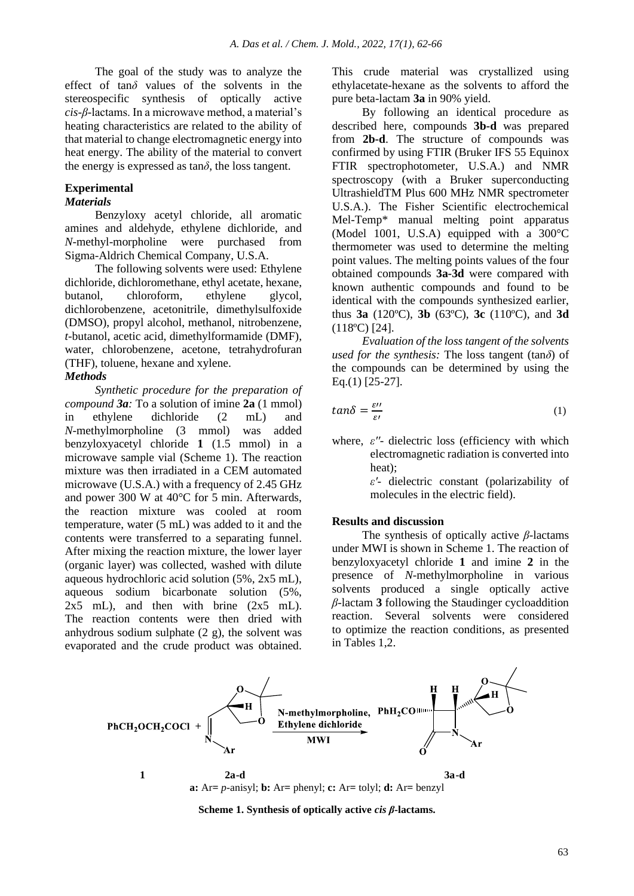The goal of the study was to analyze the effect of tan$\delta$ values of the solvents in the stereospecific synthesis of optically active *cis-β*-lactams. In a microwave method, a material's heating characteristics are related to the ability of that material to change electromagnetic energy into heat energy. The ability of the material to convert the energy is expressed as tan$\delta$, the loss tangent.

## Experimental

### *Materials*

Benzyloxy acetyl chloride, all aromatic amines and aldehyde, ethylene dichloride, and *N*-methyl-morpholine were purchased from Sigma-Aldrich Chemical Company, U.S.A.

The following solvents were used: Ethylene dichloride, dichloromethane, ethyl acetate, hexane, butanol, chloroform, ethylene glycol, dichlorobenzene, acetonitrile, dimethylsulfoxide (DMSO), propyl alcohol, methanol, nitrobenzene, *t*-butanol, acetic acid, dimethylformamide (DMF), water, chlorobenzene, acetone, tetrahydrofuran (THF), toluene, hexane and xylene.

### *Methods*

*Synthetic procedure for the preparation of compound **3a**:* To a solution of imine **2a** (1 mmol) in ethylene dichloride (2 mL) and *N*-methylmorpholine (3 mmol) was added benzyloxyacetyl chloride **1** (1.5 mmol) in a microwave sample vial (Scheme 1). The reaction mixture was then irradiated in a CEM automated microwave (U.S.A.) with a frequency of 2.45 GHz and power 300 W at 40°C for 5 min. Afterwards, the reaction mixture was cooled at room temperature, water (5 mL) was added to it and the contents were transferred to a separating funnel. After mixing the reaction mixture, the lower layer (organic layer) was collected, washed with dilute aqueous hydrochloric acid solution (5%, 2x5 mL), aqueous sodium bicarbonate solution (5%, 2x5 mL), and then with brine (2x5 mL). The reaction contents were then dried with anhydrous sodium sulphate (2 g), the solvent was evaporated and the crude product was obtained. This crude material was crystallized using ethylacetate-hexane as the solvents to afford the pure beta-lactam **3a** in 90% yield.

By following an identical procedure as described here, compounds **3b-d** was prepared from **2b-d**. The structure of compounds was confirmed by using FTIR (Bruker IFS 55 Equinox FTIR spectrophotometer, U.S.A.) and NMR spectroscopy (with a Bruker superconducting UltrashieldTM Plus 600 MHz NMR spectrometer U.S.A.). The Fisher Scientific electrochemical Mel-Temp* manual melting point apparatus (Model 1001, U.S.A) equipped with a 300°C thermometer was used to determine the melting point values. The melting points values of the four obtained compounds **3a-3d** were compared with known authentic compounds and found to be identical with the compounds synthesized earlier, thus **3a** (120ºC), **3b** (63ºC), **3c** (110ºC), and **3d** (118ºC) [24].

*Evaluation of the loss tangent of the solvents used for the synthesis:* The loss tangent (tan$\delta$) of the compounds can be determined by using the Eq.(1) [25-27].

$$\tan\delta = \frac{\varepsilon''}{\varepsilon'} \tag{1}$$

where, $\varepsilon''$- dielectric loss (efficiency with which electromagnetic radiation is converted into heat);

$\varepsilon'$- dielectric constant (polarizability of molecules in the electric field).

## Results and discussion

The synthesis of optically active *β*-lactams under MWI is shown in Scheme 1. The reaction of benzyloxyacetyl chloride **1** and imine **2** in the presence of *N*-methylmorpholine in various solvents produced a single optically active *β*-lactam **3** following the Staudinger cycloaddition reaction. Several solvents were considered to optimize the reaction conditions, as presented in Tables 1,2.

$PhCH_2OCH_2COCl$ **1** + **2a-d** $\xrightarrow[\text{MWI}]{\text{N-methylmorpholine, Ethylene dichloride}}$ **3a-d**

**a:** Ar= *p*-anisyl; **b:** Ar= phenyl; **c:** Ar= tolyl; **d:** Ar= benzyl

**Scheme 1. Synthesis of optically active *cis β*-lactams.**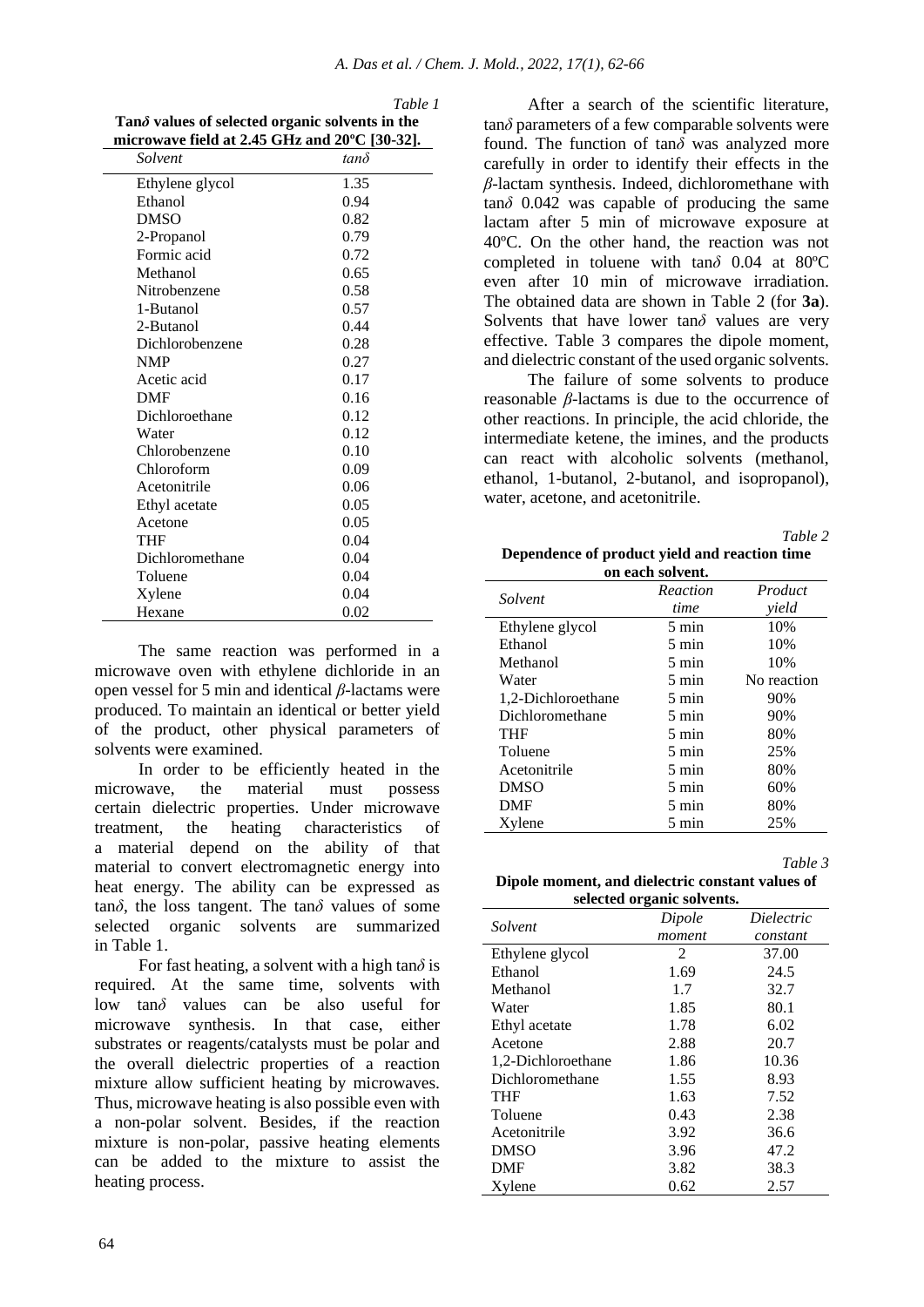*Table 1*

**Tan$\delta$ values of selected organic solvents in the microwave field at 2.45 GHz and 20ºC [30-32].**

| *Solvent* | *tan$\delta$* |
|---|---|
| Ethylene glycol | 1.35 |
| Ethanol | 0.94 |
| DMSO | 0.82 |
| 2-Propanol | 0.79 |
| Formic acid | 0.72 |
| Methanol | 0.65 |
| Nitrobenzene | 0.58 |
| 1-Butanol | 0.57 |
| 2-Butanol | 0.44 |
| Dichlorobenzene | 0.28 |
| NMP | 0.27 |
| Acetic acid | 0.17 |
| DMF | 0.16 |
| Dichloroethane | 0.12 |
| Water | 0.12 |
| Chlorobenzene | 0.10 |
| Chloroform | 0.09 |
| Acetonitrile | 0.06 |
| Ethyl acetate | 0.05 |
| Acetone | 0.05 |
| THF | 0.04 |
| Dichloromethane | 0.04 |
| Toluene | 0.04 |
| Xylene | 0.04 |
| Hexane | 0.02 |

The same reaction was performed in a microwave oven with ethylene dichloride in an open vessel for 5 min and identical *β*-lactams were produced. To maintain an identical or better yield of the product, other physical parameters of solvents were examined.

In order to be efficiently heated in the microwave, the material must possess certain dielectric properties. Under microwave treatment, the heating characteristics of a material depend on the ability of that material to convert electromagnetic energy into heat energy. The ability can be expressed as tan$\delta$, the loss tangent. The tan$\delta$ values of some selected organic solvents are summarized in Table 1.

For fast heating, a solvent with a high tan$\delta$ is required. At the same time, solvents with low tan$\delta$ values can be also useful for microwave synthesis. In that case, either substrates or reagents/catalysts must be polar and the overall dielectric properties of a reaction mixture allow sufficient heating by microwaves. Thus, microwave heating is also possible even with a non-polar solvent. Besides, if the reaction mixture is non-polar, passive heating elements can be added to the mixture to assist the heating process.

After a search of the scientific literature, tan$\delta$ parameters of a few comparable solvents were found. The function of tan$\delta$ was analyzed more carefully in order to identify their effects in the *β*-lactam synthesis. Indeed, dichloromethane with tan$\delta$ 0.042 was capable of producing the same lactam after 5 min of microwave exposure at 40ºC. On the other hand, the reaction was not completed in toluene with tan$\delta$ 0.04 at 80ºC even after 10 min of microwave irradiation. The obtained data are shown in Table 2 (for **3a**). Solvents that have lower tan$\delta$ values are very effective. Table 3 compares the dipole moment, and dielectric constant of the used organic solvents.

The failure of some solvents to produce reasonable *β*-lactams is due to the occurrence of other reactions. In principle, the acid chloride, the intermediate ketene, the imines, and the products can react with alcoholic solvents (methanol, ethanol, 1-butanol, 2-butanol, and isopropanol), water, acetone, and acetonitrile.

*Table 2*

**Dependence of product yield and reaction time on each solvent.**

| *Solvent* | *Reaction time* | *Product yield* |
|---|---|---|
| Ethylene glycol | 5 min | 10% |
| Ethanol | 5 min | 10% |
| Methanol | 5 min | 10% |
| Water | 5 min | No reaction |
| 1,2-Dichloroethane | 5 min | 90% |
| Dichloromethane | 5 min | 90% |
| THF | 5 min | 80% |
| Toluene | 5 min | 25% |
| Acetonitrile | 5 min | 80% |
| DMSO | 5 min | 60% |
| DMF | 5 min | 80% |
| Xylene | 5 min | 25% |

*Table 3*

**Dipole moment, and dielectric constant values of selected organic solvents.**

| *Solvent* | *Dipole moment* | *Dielectric constant* |
|---|---|---|
| Ethylene glycol | 2 | 37.00 |
| Ethanol | 1.69 | 24.5 |
| Methanol | 1.7 | 32.7 |
| Water | 1.85 | 80.1 |
| Ethyl acetate | 1.78 | 6.02 |
| Acetone | 2.88 | 20.7 |
| 1,2-Dichloroethane | 1.86 | 10.36 |
| Dichloromethane | 1.55 | 8.93 |
| THF | 1.63 | 7.52 |
| Toluene | 0.43 | 2.38 |
| Acetonitrile | 3.92 | 36.6 |
| DMSO | 3.96 | 47.2 |
| DMF | 3.82 | 38.3 |
| Xylene | 0.62 | 2.57 |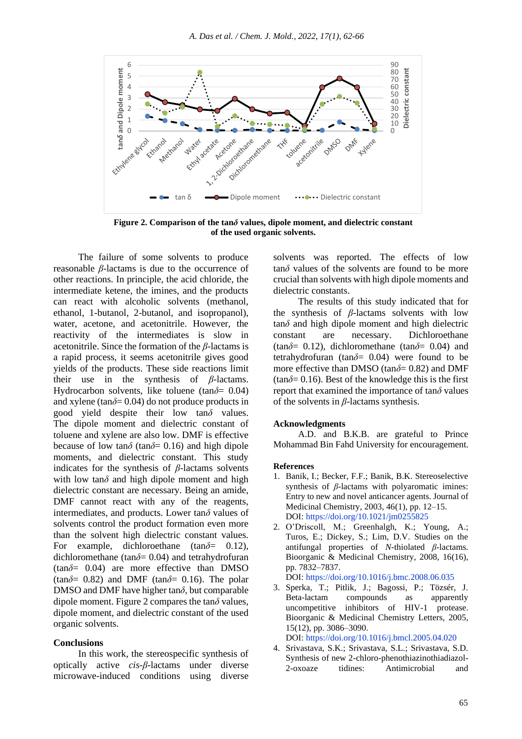**Figure 2. Comparison of the tan$\delta$ values, dipole moment, and dielectric constant of the used organic solvents.**

The failure of some solvents to produce reasonable $\beta$-lactams is due to the occurrence of other reactions. In principle, the acid chloride, the intermediate ketene, the imines, and the products can react with alcoholic solvents (methanol, ethanol, 1-butanol, 2-butanol, and isopropanol), water, acetone, and acetonitrile. However, the reactivity of the intermediates is slow in acetonitrile. Since the formation of the $\beta$-lactams is a rapid process, it seems acetonitrile gives good yields of the products. These side reactions limit their use in the synthesis of $\beta$-lactams. Hydrocarbon solvents, like toluene (tan$\delta$= 0.04) and xylene (tan$\delta$= 0.04) do not produce products in good yield despite their low tan$\delta$ values. The dipole moment and dielectric constant of toluene and xylene are also low. DMF is effective because of low tan$\delta$ (tan$\delta$= 0.16) and high dipole moments, and dielectric constant. This study indicates for the synthesis of $\beta$-lactams solvents with low tan$\delta$ and high dipole moment and high dielectric constant are necessary. Being an amide, DMF cannot react with any of the reagents, intermediates, and products. Lower tan$\delta$ values of solvents control the product formation even more than the solvent high dielectric constant values. For example, dichloroethane (tan$\delta$= 0.12), dichloromethane (tan$\delta$= 0.04) and tetrahydrofuran (tan$\delta$= 0.04) are more effective than DMSO (tan$\delta$= 0.82) and DMF (tan$\delta$= 0.16). The polar DMSO and DMF have higher tan$\delta$, but comparable dipole moment. Figure 2 compares the tan$\delta$ values, dipole moment, and dielectric constant of the used organic solvents.

## Conclusions

In this work, the stereospecific synthesis of optically active *cis*-$\beta$-lactams under diverse microwave-induced conditions using diverse solvents was reported. The effects of low tan$\delta$ values of the solvents are found to be more crucial than solvents with high dipole moments and dielectric constants.

The results of this study indicated that for the synthesis of $\beta$-lactams solvents with low tan$\delta$ and high dipole moment and high dielectric constant are necessary. Dichloroethane (tan$\delta$= 0.12), dichloromethane (tan$\delta$= 0.04) and tetrahydrofuran (tan$\delta$= 0.04) were found to be more effective than DMSO (tan$\delta$= 0.82) and DMF (tan$\delta$= 0.16). Best of the knowledge this is the first report that examined the importance of tan$\delta$ values of the solvents in $\beta$-lactams synthesis.

## Acknowledgments

A.D. and B.K.B. are grateful to Prince Mohammad Bin Fahd University for encouragement.

## References

1. Banik, I.; Becker, F.F.; Banik, B.K. Stereoselective synthesis of $\beta$-lactams with polyaromatic imines: Entry to new and novel anticancer agents. Journal of Medicinal Chemistry, 2003, 46(1), pp. 12–15. DOI: https://doi.org/10.1021/jm0255825
2. O'Driscoll, M.; Greenhalgh, K.; Young, A.; Turos, E.; Dickey, S.; Lim, D.V. Studies on the antifungal properties of *N*-thiolated $\beta$-lactams. Bioorganic & Medicinal Chemistry, 2008, 16(16), pp. 7832–7837. DOI: https://doi.org/10.1016/j.bmc.2008.06.035
3. Sperka, T.; Pitlik, J.; Bagossi, P.; Tözsér, J. Beta-lactam compounds as apparently uncompetitive inhibitors of HIV-1 protease. Bioorganic & Medicinal Chemistry Letters, 2005, 15(12), pp. 3086–3090. DOI: https://doi.org/10.1016/j.bmcl.2005.04.020
4. Srivastava, S.K.; Srivastava, S.L.; Srivastava, S.D. Synthesis of new 2-chloro-phenothiazinothiadiazol-2-oxoaze tidines: Antimicrobial and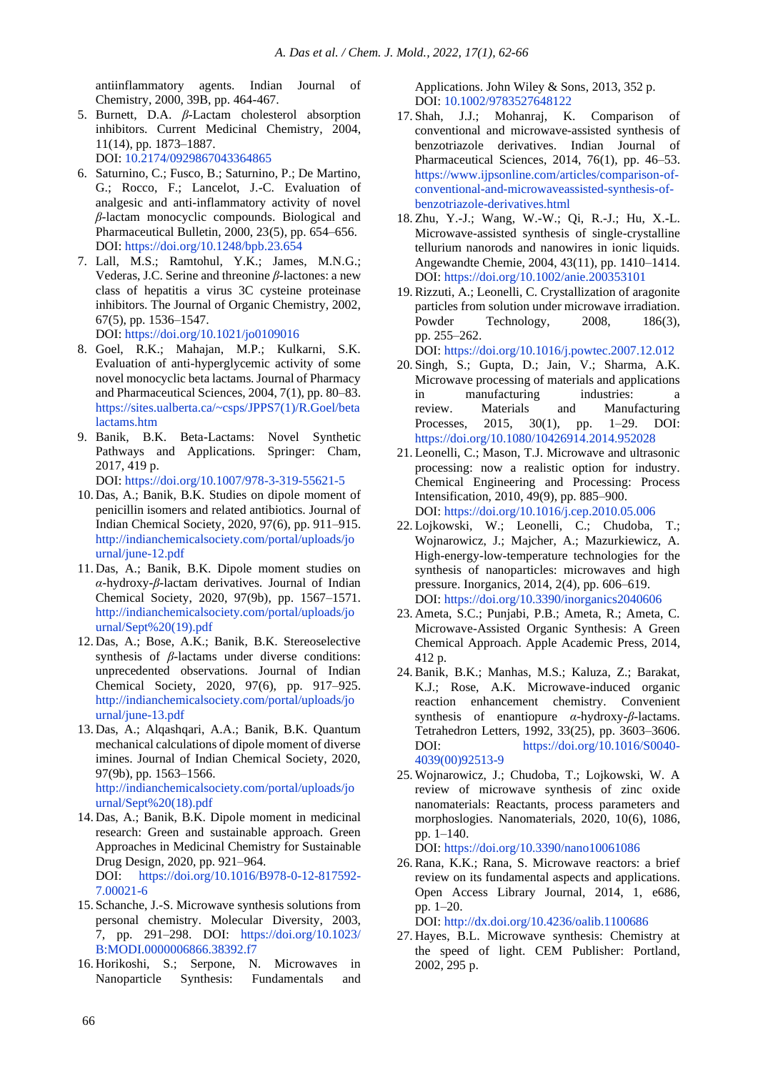antiinflammatory agents. Indian Journal of Chemistry, 2000, 39B, pp. 464-467.

5. Burnett, D.A. *β*-Lactam cholesterol absorption inhibitors. Current Medicinal Chemistry, 2004, 11(14), pp. 1873–1887. DOI: 10.2174/0929867043364865
6. Saturnino, C.; Fusco, B.; Saturnino, P.; De Martino, G.; Rocco, F.; Lancelot, J.-C. Evaluation of analgesic and anti-inflammatory activity of novel *β*-lactam monocyclic compounds. Biological and Pharmaceutical Bulletin, 2000, 23(5), pp. 654–656. DOI: https://doi.org/10.1248/bpb.23.654
7. Lall, M.S.; Ramtohul, Y.K.; James, M.N.G.; Vederas, J.C. Serine and threonine *β*-lactones: a new class of hepatitis a virus 3C cysteine proteinase inhibitors. The Journal of Organic Chemistry, 2002, 67(5), pp. 1536–1547. DOI: https://doi.org/10.1021/jo0109016
8. Goel, R.K.; Mahajan, M.P.; Kulkarni, S.K. Evaluation of anti-hyperglycemic activity of some novel monocyclic beta lactams. Journal of Pharmacy and Pharmaceutical Sciences, 2004, 7(1), pp. 80–83. https://sites.ualberta.ca/~csps/JPPS7(1)/R.Goel/beta lactams.htm
9. Banik, B.K. Beta-Lactams: Novel Synthetic Pathways and Applications. Springer: Cham, 2017, 419 p. DOI: https://doi.org/10.1007/978-3-319-55621-5
10. Das, A.; Banik, B.K. Studies on dipole moment of penicillin isomers and related antibiotics. Journal of Indian Chemical Society, 2020, 97(6), pp. 911–915. http://indianchemicalsociety.com/portal/uploads/journal/june-12.pdf
11. Das, A.; Banik, B.K. Dipole moment studies on *α*-hydroxy-*β*-lactam derivatives. Journal of Indian Chemical Society, 2020, 97(9b), pp. 1567–1571. http://indianchemicalsociety.com/portal/uploads/journal/Sept%20(19).pdf
12. Das, A.; Bose, A.K.; Banik, B.K. Stereoselective synthesis of *β*-lactams under diverse conditions: unprecedented observations. Journal of Indian Chemical Society, 2020, 97(6), pp. 917–925. http://indianchemicalsociety.com/portal/uploads/journal/june-13.pdf
13. Das, A.; Alqashqari, A.A.; Banik, B.K. Quantum mechanical calculations of dipole moment of diverse imines. Journal of Indian Chemical Society, 2020, 97(9b), pp. 1563–1566. http://indianchemicalsociety.com/portal/uploads/journal/Sept%20(18).pdf
14. Das, A.; Banik, B.K. Dipole moment in medicinal research: Green and sustainable approach. Green Approaches in Medicinal Chemistry for Sustainable Drug Design, 2020, pp. 921–964. DOI: https://doi.org/10.1016/B978-0-12-817592-7.00021-6
15. Schanche, J.-S. Microwave synthesis solutions from personal chemistry. Molecular Diversity, 2003, 7, pp. 291–298. DOI: https://doi.org/10.1023/B:MODI.0000006866.38392.f7
16. Horikoshi, S.; Serpone, N. Microwaves in Nanoparticle Synthesis: Fundamentals and Applications. John Wiley & Sons, 2013, 352 p. DOI: 10.1002/9783527648122
17. Shah, J.J.; Mohanraj, K. Comparison of conventional and microwave-assisted synthesis of benzotriazole derivatives. Indian Journal of Pharmaceutical Sciences, 2014, 76(1), pp. 46–53. https://www.ijpsonline.com/articles/comparison-of-conventional-and-microwaveassisted-synthesis-of-benzotriazole-derivatives.html
18. Zhu, Y.-J.; Wang, W.-W.; Qi, R.-J.; Hu, X.-L. Microwave-assisted synthesis of single-crystalline tellurium nanorods and nanowires in ionic liquids. Angewandte Chemie, 2004, 43(11), pp. 1410–1414. DOI: https://doi.org/10.1002/anie.200353101
19. Rizzuti, A.; Leonelli, C. Crystallization of aragonite particles from solution under microwave irradiation. Powder Technology, 2008, 186(3), pp. 255–262. DOI: https://doi.org/10.1016/j.powtec.2007.12.012
20. Singh, S.; Gupta, D.; Jain, V.; Sharma, A.K. Microwave processing of materials and applications in manufacturing industries: a review. Materials and Manufacturing Processes, 2015, 30(1), pp. 1–29. DOI: https://doi.org/10.1080/10426914.2014.952028
21. Leonelli, C.; Mason, T.J. Microwave and ultrasonic processing: now a realistic option for industry. Chemical Engineering and Processing: Process Intensification, 2010, 49(9), pp. 885–900. DOI: https://doi.org/10.1016/j.cep.2010.05.006
22. Lojkowski, W.; Leonelli, C.; Chudoba, T.; Wojnarowicz, J.; Majcher, A.; Mazurkiewicz, A. High-energy-low-temperature technologies for the synthesis of nanoparticles: microwaves and high pressure. Inorganics, 2014, 2(4), pp. 606–619. DOI: https://doi.org/10.3390/inorganics2040606
23. Ameta, S.C.; Punjabi, P.B.; Ameta, R.; Ameta, C. Microwave-Assisted Organic Synthesis: A Green Chemical Approach. Apple Academic Press, 2014, 412 p.
24. Banik, B.K.; Manhas, M.S.; Kaluza, Z.; Barakat, K.J.; Rose, A.K. Microwave-induced organic reaction enhancement chemistry. Convenient synthesis of enantiopure *α*-hydroxy-*β*-lactams. Tetrahedron Letters, 1992, 33(25), pp. 3603–3606. DOI: https://doi.org/10.1016/S0040-4039(00)92513-9
25. Wojnarowicz, J.; Chudoba, T.; Lojkowski, W. A review of microwave synthesis of zinc oxide nanomaterials: Reactants, process parameters and morphoslogies. Nanomaterials, 2020, 10(6), 1086, pp. 1–140. DOI: https://doi.org/10.3390/nano10061086
26. Rana, K.K.; Rana, S. Microwave reactors: a brief review on its fundamental aspects and applications. Open Access Library Journal, 2014, 1, e686, pp. 1–20. DOI: http://dx.doi.org/10.4236/oalib.1100686
27. Hayes, B.L. Microwave synthesis: Chemistry at the speed of light. CEM Publisher: Portland, 2002, 295 p.